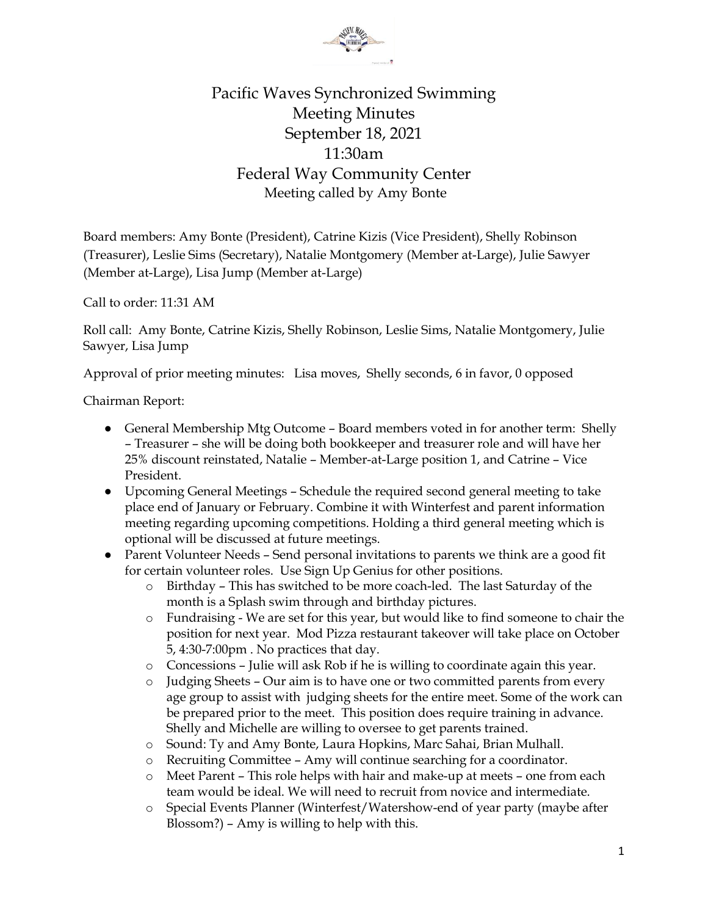# Pacific Waves Synchronized Swimming
## Meeting Minutes
### September 18, 2021
### 11:30am
### Federal Way Community Center
Meeting called by Amy Bonte

Board members: Amy Bonte (President), Catrine Kizis (Vice President), Shelly Robinson (Treasurer), Leslie Sims (Secretary), Natalie Montgomery (Member at-Large), Julie Sawyer (Member at-Large), Lisa Jump (Member at-Large)

Call to order: 11:31 AM

Roll call: Amy Bonte, Catrine Kizis, Shelly Robinson, Leslie Sims, Natalie Montgomery, Julie Sawyer, Lisa Jump

Approval of prior meeting minutes: Lisa moves, Shelly seconds, 6 in favor, 0 opposed

Chairman Report:

- General Membership Mtg Outcome – Board members voted in for another term: Shelly – Treasurer – she will be doing both bookkeeper and treasurer role and will have her 25% discount reinstated, Natalie – Member-at-Large position 1, and Catrine – Vice President.
- Upcoming General Meetings – Schedule the required second general meeting to take place end of January or February. Combine it with Winterfest and parent information meeting regarding upcoming competitions. Holding a third general meeting which is optional will be discussed at future meetings.
- Parent Volunteer Needs – Send personal invitations to parents we think are a good fit for certain volunteer roles. Use Sign Up Genius for other positions.
  - Birthday – This has switched to be more coach-led. The last Saturday of the month is a Splash swim through and birthday pictures.
  - Fundraising - We are set for this year, but would like to find someone to chair the position for next year. Mod Pizza restaurant takeover will take place on October 5, 4:30-7:00pm . No practices that day.
  - Concessions – Julie will ask Rob if he is willing to coordinate again this year.
  - Judging Sheets – Our aim is to have one or two committed parents from every age group to assist with judging sheets for the entire meet. Some of the work can be prepared prior to the meet. This position does require training in advance. Shelly and Michelle are willing to oversee to get parents trained.
  - Sound: Ty and Amy Bonte, Laura Hopkins, Marc Sahai, Brian Mulhall.
  - Recruiting Committee – Amy will continue searching for a coordinator.
  - Meet Parent – This role helps with hair and make-up at meets – one from each team would be ideal. We will need to recruit from novice and intermediate.
  - Special Events Planner (Winterfest/Watershow-end of year party (maybe after Blossom?) – Amy is willing to help with this.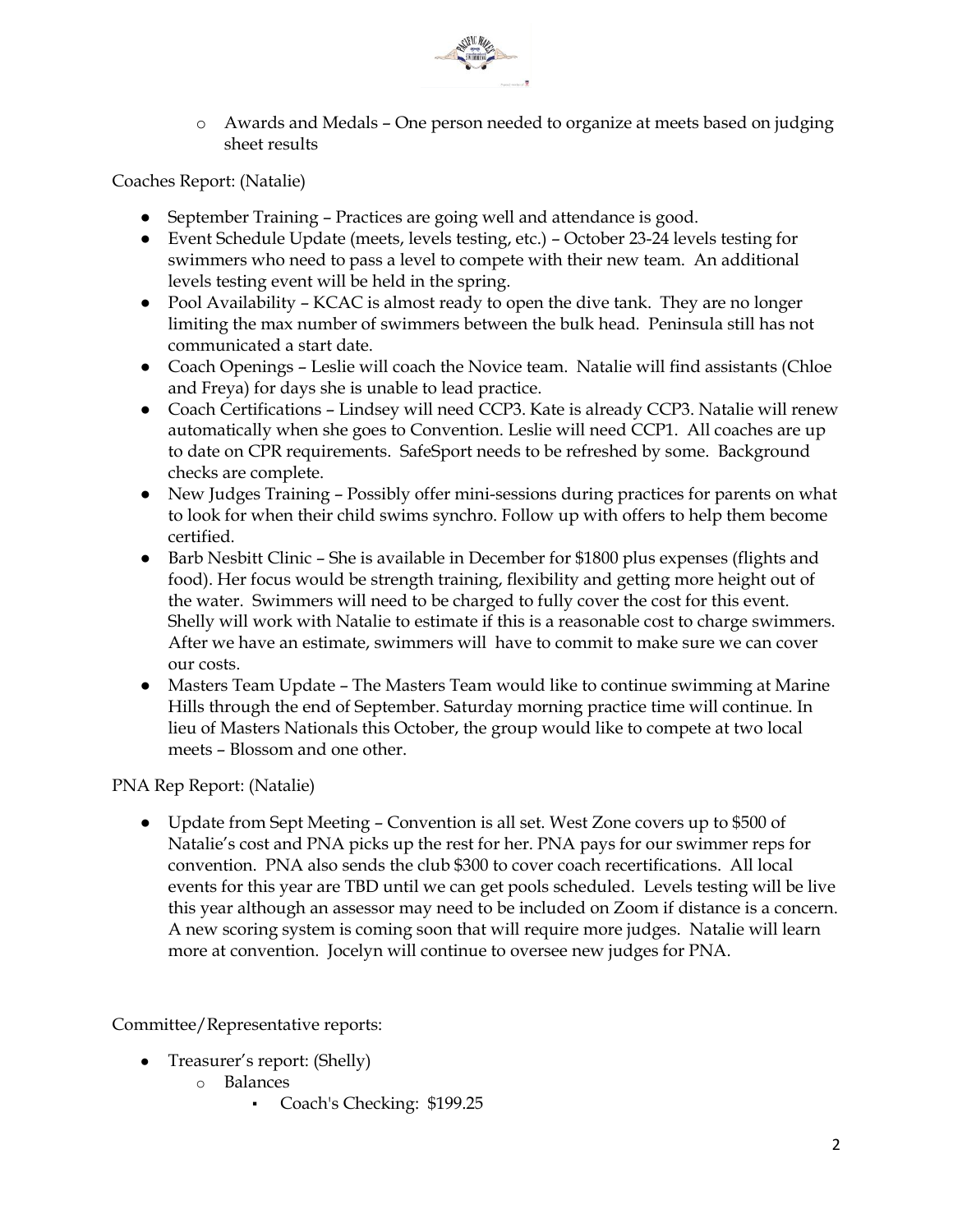- Awards and Medals – One person needed to organize at meets based on judging sheet results

Coaches Report: (Natalie)

- September Training – Practices are going well and attendance is good.
- Event Schedule Update (meets, levels testing, etc.) – October 23-24 levels testing for swimmers who need to pass a level to compete with their new team. An additional levels testing event will be held in the spring.
- Pool Availability – KCAC is almost ready to open the dive tank. They are no longer limiting the max number of swimmers between the bulk head. Peninsula still has not communicated a start date.
- Coach Openings – Leslie will coach the Novice team. Natalie will find assistants (Chloe and Freya) for days she is unable to lead practice.
- Coach Certifications – Lindsey will need CCP3. Kate is already CCP3. Natalie will renew automatically when she goes to Convention. Leslie will need CCP1. All coaches are up to date on CPR requirements. SafeSport needs to be refreshed by some. Background checks are complete.
- New Judges Training – Possibly offer mini-sessions during practices for parents on what to look for when their child swims synchro. Follow up with offers to help them become certified.
- Barb Nesbitt Clinic – She is available in December for $1800 plus expenses (flights and food). Her focus would be strength training, flexibility and getting more height out of the water. Swimmers will need to be charged to fully cover the cost for this event. Shelly will work with Natalie to estimate if this is a reasonable cost to charge swimmers. After we have an estimate, swimmers will have to commit to make sure we can cover our costs.
- Masters Team Update – The Masters Team would like to continue swimming at Marine Hills through the end of September. Saturday morning practice time will continue. In lieu of Masters Nationals this October, the group would like to compete at two local meets – Blossom and one other.

PNA Rep Report: (Natalie)

- Update from Sept Meeting – Convention is all set. West Zone covers up to $500 of Natalie's cost and PNA picks up the rest for her. PNA pays for our swimmer reps for convention. PNA also sends the club $300 to cover coach recertifications. All local events for this year are TBD until we can get pools scheduled. Levels testing will be live this year although an assessor may need to be included on Zoom if distance is a concern. A new scoring system is coming soon that will require more judges. Natalie will learn more at convention. Jocelyn will continue to oversee new judges for PNA.

Committee/Representative reports:

- Treasurer's report: (Shelly)
  - Balances
    - Coach's Checking: $199.25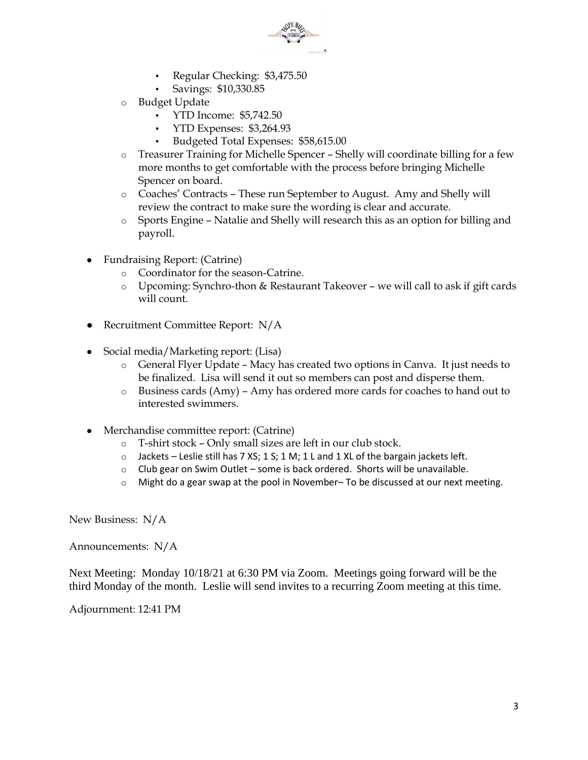- Regular Checking: $3,475.50
    - Savings: $10,330.85
  - Budget Update
    - YTD Income: $5,742.50
    - YTD Expenses: $3,264.93
    - Budgeted Total Expenses: $58,615.00
  - Treasurer Training for Michelle Spencer – Shelly will coordinate billing for a few more months to get comfortable with the process before bringing Michelle Spencer on board.
  - Coaches' Contracts – These run September to August. Amy and Shelly will review the contract to make sure the wording is clear and accurate.
  - Sports Engine – Natalie and Shelly will research this as an option for billing and payroll.

- Fundraising Report: (Catrine)
  - Coordinator for the season-Catrine.
  - Upcoming: Synchro-thon & Restaurant Takeover – we will call to ask if gift cards will count.

- Recruitment Committee Report: N/A

- Social media/Marketing report: (Lisa)
  - General Flyer Update – Macy has created two options in Canva. It just needs to be finalized. Lisa will send it out so members can post and disperse them.
  - Business cards (Amy) – Amy has ordered more cards for coaches to hand out to interested swimmers.

- Merchandise committee report: (Catrine)
  - T-shirt stock – Only small sizes are left in our club stock.
  - Jackets – Leslie still has 7 XS; 1 S; 1 M; 1 L and 1 XL of the bargain jackets left.
  - Club gear on Swim Outlet – some is back ordered. Shorts will be unavailable.
  - Might do a gear swap at the pool in November– To be discussed at our next meeting.

New Business: N/A

Announcements: N/A

Next Meeting: Monday 10/18/21 at 6:30 PM via Zoom. Meetings going forward will be the third Monday of the month. Leslie will send invites to a recurring Zoom meeting at this time.

Adjournment: 12:41 PM